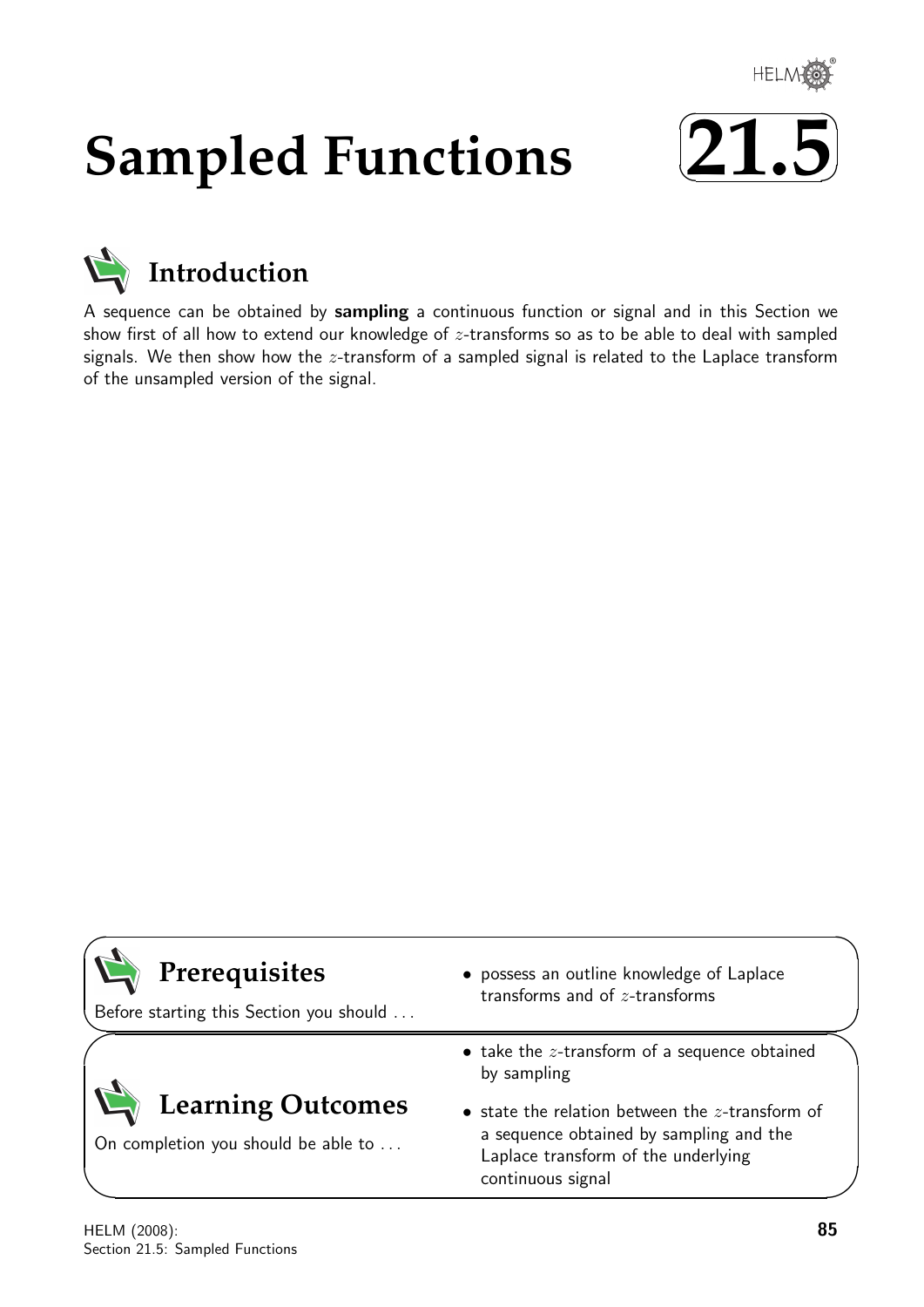# Sampled Functions

# 21.5

## Introduction

A sequence can be obtained by **sampling** a continuous function or signal and in this Section we show first of all how to extend our knowledge of $z$-transforms so as to be able to deal with sampled signals. We then show how the $z$-transform of a sampled signal is related to the Laplace transform of the unsampled version of the signal.

## Prerequisites

Before starting this Section you should ...

- possess an outline knowledge of Laplace transforms and of $z$-transforms

## Learning Outcomes

On completion you should be able to ...

- take the $z$-transform of a sequence obtained by sampling
- state the relation between the $z$-transform of a sequence obtained by sampling and the Laplace transform of the underlying continuous signal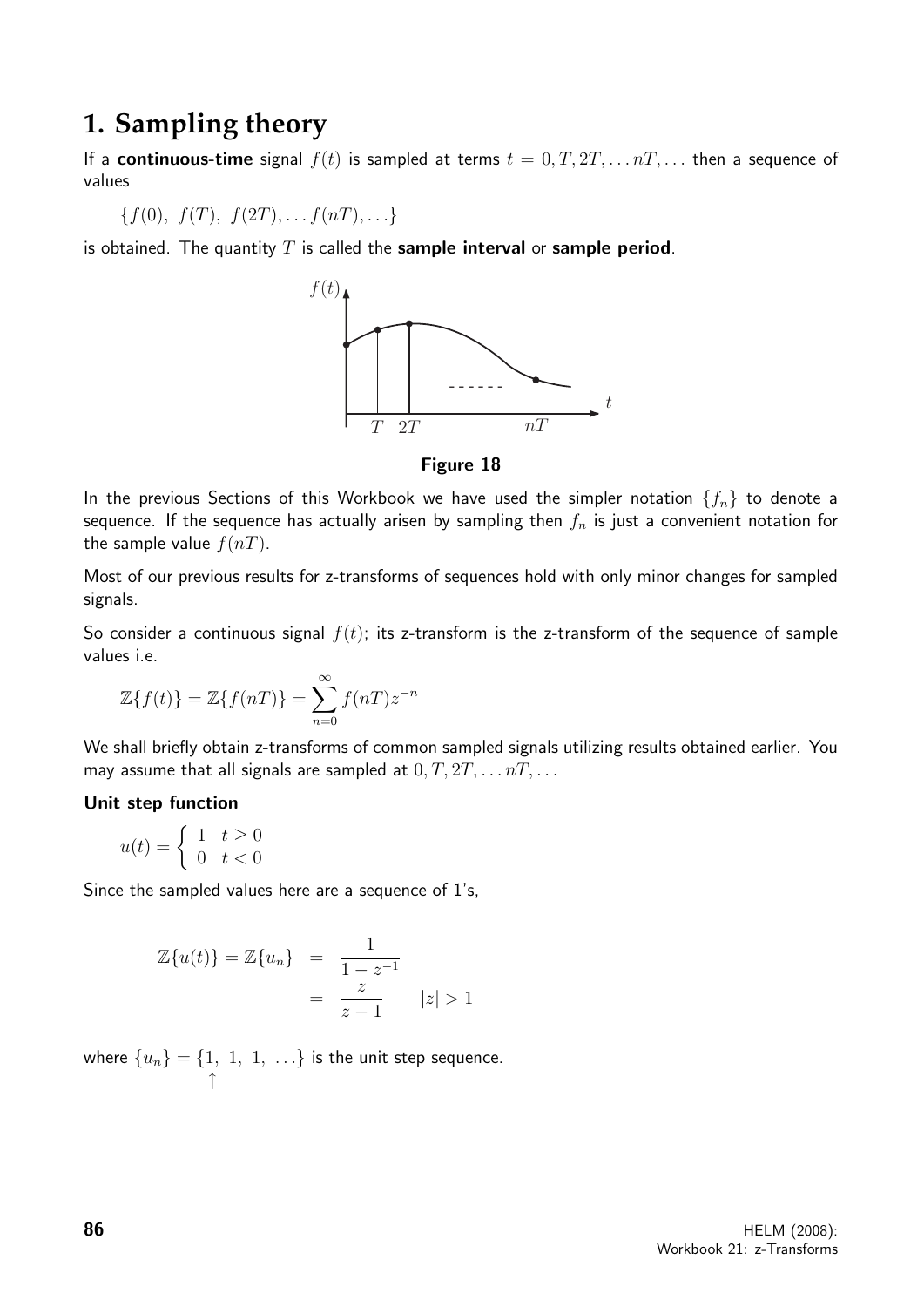# 1. Sampling theory

If a **continuous-time** signal $f(t)$ is sampled at terms $t = 0, T, 2T, \ldots nT, \ldots$ then a sequence of values

$$\{f(0),\ f(T),\ f(2T), \ldots f(nT), \ldots\}$$

is obtained. The quantity $T$ is called the **sample interval** or **sample period**.

**Figure 18**

In the previous Sections of this Workbook we have used the simpler notation $\{f_n\}$ to denote a sequence. If the sequence has actually arisen by sampling then $f_n$ is just a convenient notation for the sample value $f(nT)$.

Most of our previous results for z-transforms of sequences hold with only minor changes for sampled signals.

So consider a continuous signal $f(t)$; its z-transform is the z-transform of the sequence of sample values i.e.

$$\mathbb{Z}\{f(t)\} = \mathbb{Z}\{f(nT)\} = \sum_{n=0}^{\infty} f(nT)z^{-n}$$

We shall briefly obtain z-transforms of common sampled signals utilizing results obtained earlier. You may assume that all signals are sampled at $0, T, 2T, \ldots nT, \ldots$

**Unit step function**

$$u(t) = \begin{cases} 1 & t \geq 0 \\ 0 & t < 0 \end{cases}$$

Since the sampled values here are a sequence of 1's,

$$\begin{aligned} \mathbb{Z}\{u(t)\} = \mathbb{Z}\{u_n\} &= \frac{1}{1 - z^{-1}} \\ &= \frac{z}{z-1} \qquad |z| > 1 \end{aligned}$$

where $\{u_n\} = \{\underset{\uparrow}{1},\ 1,\ 1,\ \ldots\}$ is the unit step sequence.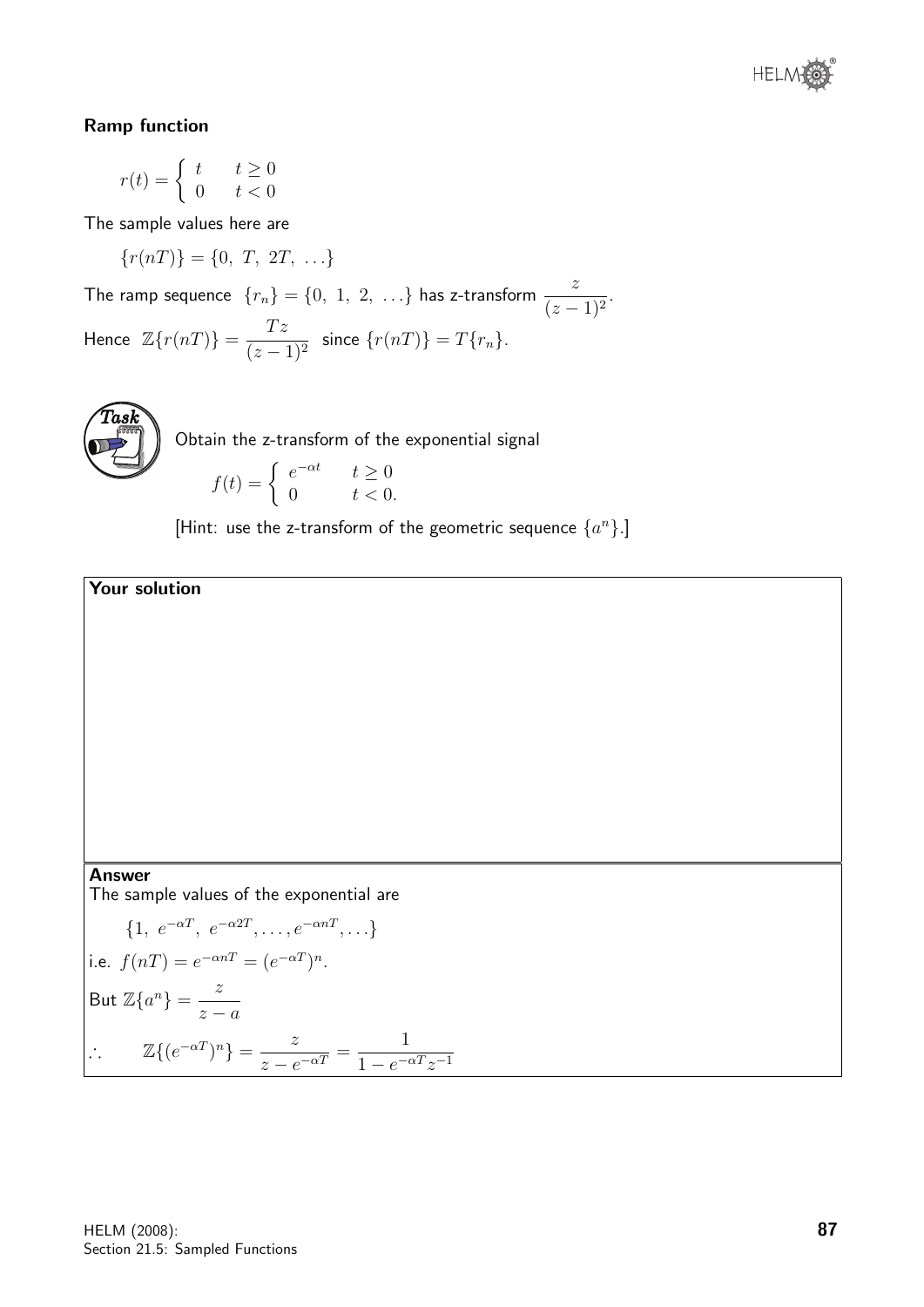### Ramp function

$$r(t) = \begin{cases} t & t \geq 0 \\ 0 & t < 0 \end{cases}$$

The sample values here are

$$\{r(nT)\} = \{0,\ T,\ 2T,\ \ldots\}$$

The ramp sequence $\{r_n\} = \{0,\ 1,\ 2,\ \ldots\}$ has z-transform $\dfrac{z}{(z-1)^2}$.

Hence $\mathbb{Z}\{r(nT)\} = \dfrac{Tz}{(z-1)^2}$ since $\{r(nT)\} = T\{r_n\}$.

**Task**

Obtain the z-transform of the exponential signal

$$f(t) = \begin{cases} e^{-\alpha t} & t \geq 0 \\ 0 & t < 0. \end{cases}$$

[Hint: use the z-transform of the geometric sequence $\{a^n\}$.]

**Your solution**

**Answer**

The sample values of the exponential are

$$\{1,\ e^{-\alpha T},\ e^{-\alpha 2T}, \ldots, e^{-\alpha nT}, \ldots\}$$

i.e. $f(nT) = e^{-\alpha nT} = (e^{-\alpha T})^n$.

But $\mathbb{Z}\{a^n\} = \dfrac{z}{z-a}$

$$\therefore \qquad \mathbb{Z}\{(e^{-\alpha T})^n\} = \frac{z}{z - e^{-\alpha T}} = \frac{1}{1 - e^{-\alpha T} z^{-1}}$$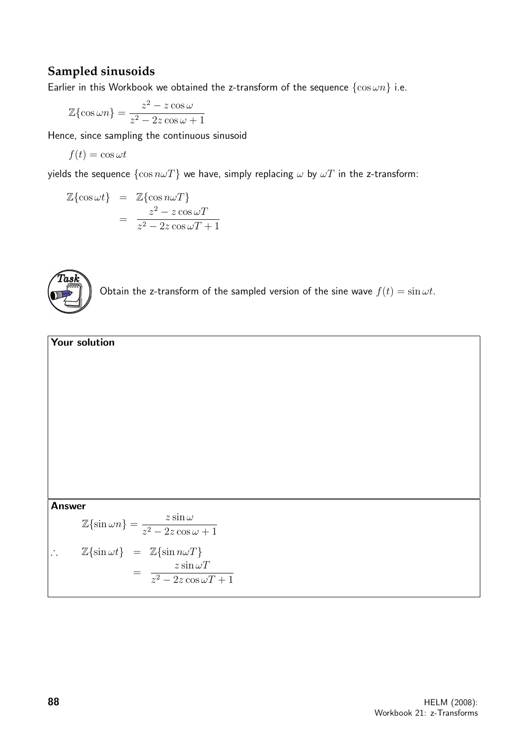## Sampled sinusoids

Earlier in this Workbook we obtained the z-transform of the sequence $\{\cos \omega n\}$ i.e.

$$\mathbb{Z}\{\cos \omega n\} = \frac{z^2 - z\cos\omega}{z^2 - 2z\cos\omega + 1}$$

Hence, since sampling the continuous sinusoid

$$f(t) = \cos \omega t$$

yields the sequence $\{\cos n\omega T\}$ we have, simply replacing $\omega$ by $\omega T$ in the z-transform:

$$\begin{aligned}
\mathbb{Z}\{\cos \omega t\} &= \mathbb{Z}\{\cos n\omega T\} \\
&= \frac{z^2 - z\cos\omega T}{z^2 - 2z\cos\omega T + 1}
\end{aligned}$$

**Task**

Obtain the z-transform of the sampled version of the sine wave $f(t) = \sin \omega t$.

**Your solution**

**Answer**

$$\mathbb{Z}\{\sin \omega n\} = \frac{z\sin\omega}{z^2 - 2z\cos\omega + 1}$$

$$\begin{aligned}
\therefore \qquad \mathbb{Z}\{\sin \omega t\} &= \mathbb{Z}\{\sin n\omega T\} \\
&= \frac{z\sin\omega T}{z^2 - 2z\cos\omega T + 1}
\end{aligned}$$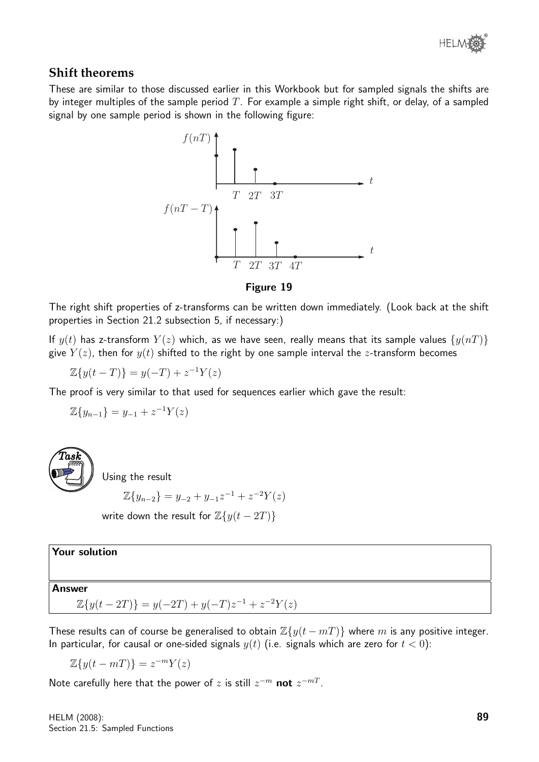## Shift theorems

These are similar to those discussed earlier in this Workbook but for sampled signals the shifts are by integer multiples of the sample period $T$. For example a simple right shift, or delay, of a sampled signal by one sample period is shown in the following figure:

**Figure 19**

The right shift properties of z-transforms can be written down immediately. (Look back at the shift properties in Section 21.2 subsection 5, if necessary:)

If $y(t)$ has z-transform $Y(z)$ which, as we have seen, really means that its sample values $\{y(nT)\}$ give $Y(z)$, then for $y(t)$ shifted to the right by one sample interval the $z$-transform becomes

$$\mathbb{Z}\{y(t-T)\} = y(-T) + z^{-1}Y(z)$$

The proof is very similar to that used for sequences earlier which gave the result:

$$\mathbb{Z}\{y_{n-1}\} = y_{-1} + z^{-1}Y(z)$$

**Task**

Using the result

$$\mathbb{Z}\{y_{n-2}\} = y_{-2} + y_{-1}z^{-1} + z^{-2}Y(z)$$

write down the result for $\mathbb{Z}\{y(t-2T)\}$

**Your solution**

**Answer**

$$\mathbb{Z}\{y(t-2T)\} = y(-2T) + y(-T)z^{-1} + z^{-2}Y(z)$$

These results can of course be generalised to obtain $\mathbb{Z}\{y(t-mT)\}$ where $m$ is any positive integer. In particular, for causal or one-sided signals $y(t)$ (i.e. signals which are zero for $t < 0$):

$$\mathbb{Z}\{y(t-mT)\} = z^{-m}Y(z)$$

Note carefully here that the power of $z$ is still $z^{-m}$ **not** $z^{-mT}$.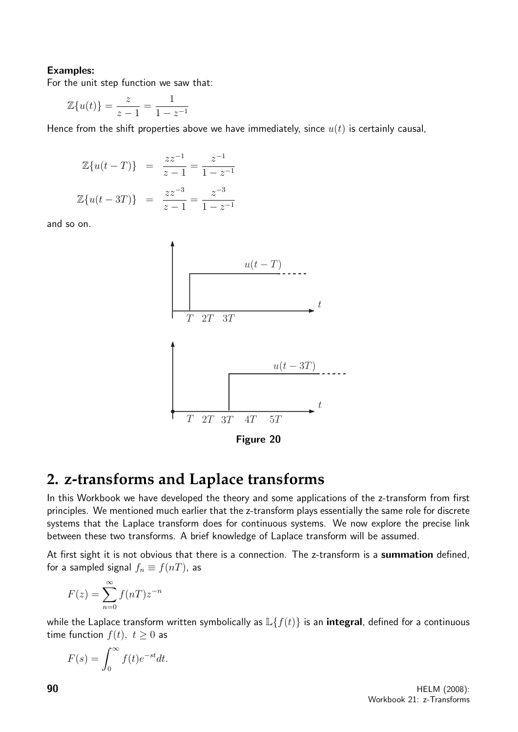**Examples:**

For the unit step function we saw that:

$$\mathbb{Z}\{u(t)\} = \frac{z}{z-1} = \frac{1}{1-z^{-1}}$$

Hence from the shift properties above we have immediately, since $u(t)$ is certainly causal,

$$\mathbb{Z}\{u(t-T)\} = \frac{zz^{-1}}{z-1} = \frac{z^{-1}}{1-z^{-1}}$$

$$\mathbb{Z}\{u(t-3T)\} = \frac{zz^{-3}}{z-1} = \frac{z^{-3}}{1-z^{-1}}$$

and so on.

Figure 20

## 2. z-transforms and Laplace transforms

In this Workbook we have developed the theory and some applications of the z-transform from first principles. We mentioned much earlier that the z-transform plays essentially the same role for discrete systems that the Laplace transform does for continuous systems. We now explore the precise link between these two transforms. A brief knowledge of Laplace transform will be assumed.

At first sight it is not obvious that there is a connection. The z-transform is a **summation** defined, for a sampled signal $f_n \equiv f(nT)$, as

$$F(z) = \sum_{n=0}^{\infty} f(nT)z^{-n}$$

while the Laplace transform written symbolically as $\mathbb{L}\{f(t)\}$ is an **integral**, defined for a continuous time function $f(t),\ t \geq 0$ as

$$F(s) = \int_0^{\infty} f(t)e^{-st}dt.$$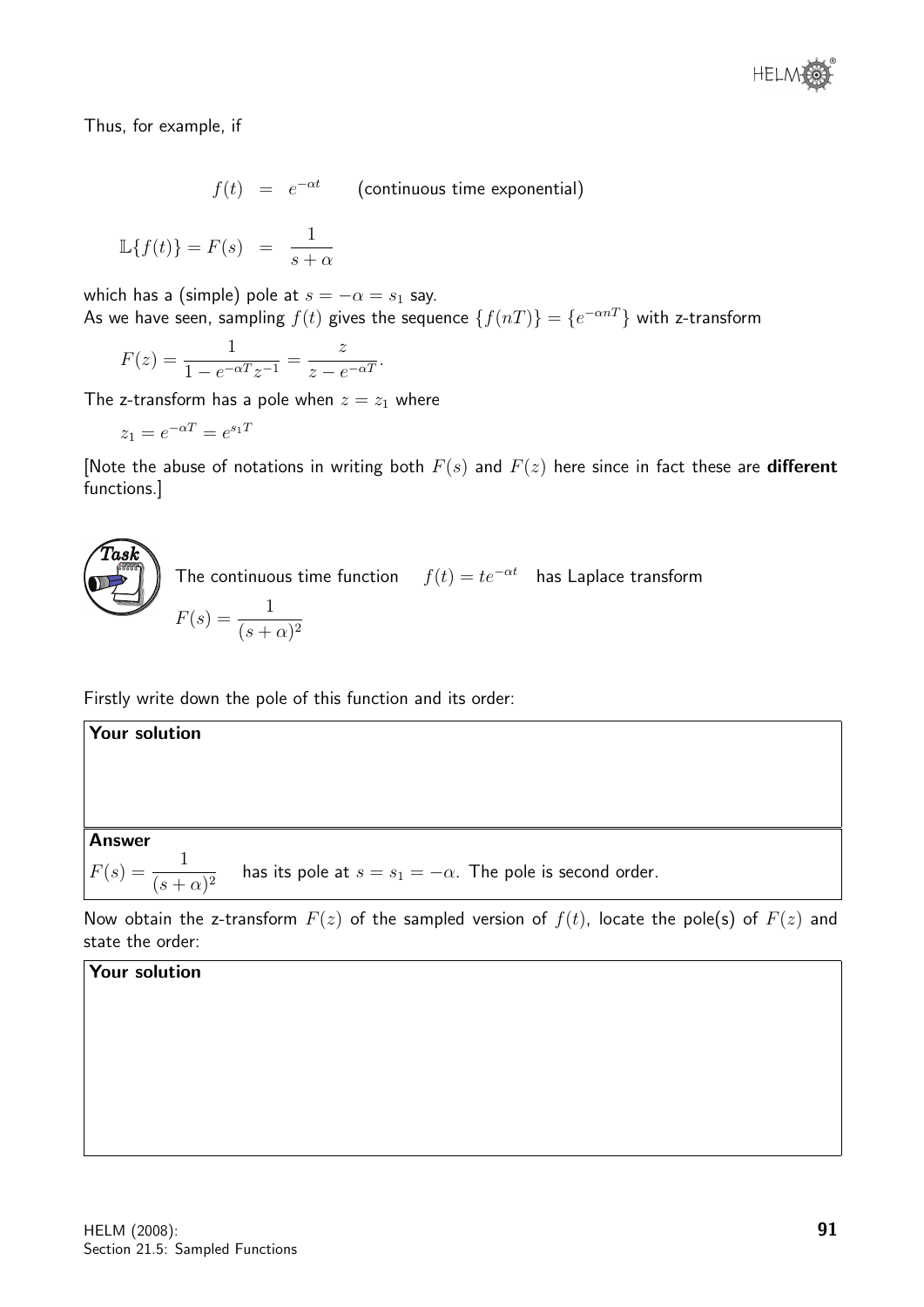Thus, for example, if

$$f(t) = e^{-\alpha t} \qquad \text{(continuous time exponential)}$$

$$\mathbb{L}\{f(t)\} = F(s) = \frac{1}{s+\alpha}$$

which has a (simple) pole at $s = -\alpha = s_1$ say.
As we have seen, sampling $f(t)$ gives the sequence $\{f(nT)\} = \{e^{-\alpha nT}\}$ with z-transform

$$F(z) = \frac{1}{1 - e^{-\alpha T} z^{-1}} = \frac{z}{z - e^{-\alpha T}}.$$

The z-transform has a pole when $z = z_1$ where

$$z_1 = e^{-\alpha T} = e^{s_1 T}$$

[Note the abuse of notations in writing both $F(s)$ and $F(z)$ here since in fact these are **different** functions.]

**Task**

The continuous time function $f(t) = te^{-\alpha t}$ has Laplace transform
$F(s) = \dfrac{1}{(s+\alpha)^2}$

Firstly write down the pole of this function and its order:

**Your solution**

**Answer**

$F(s) = \dfrac{1}{(s+\alpha)^2}$ has its pole at $s = s_1 = -\alpha$. The pole is second order.

Now obtain the z-transform $F(z)$ of the sampled version of $f(t)$, locate the pole(s) of $F(z)$ and state the order:

**Your solution**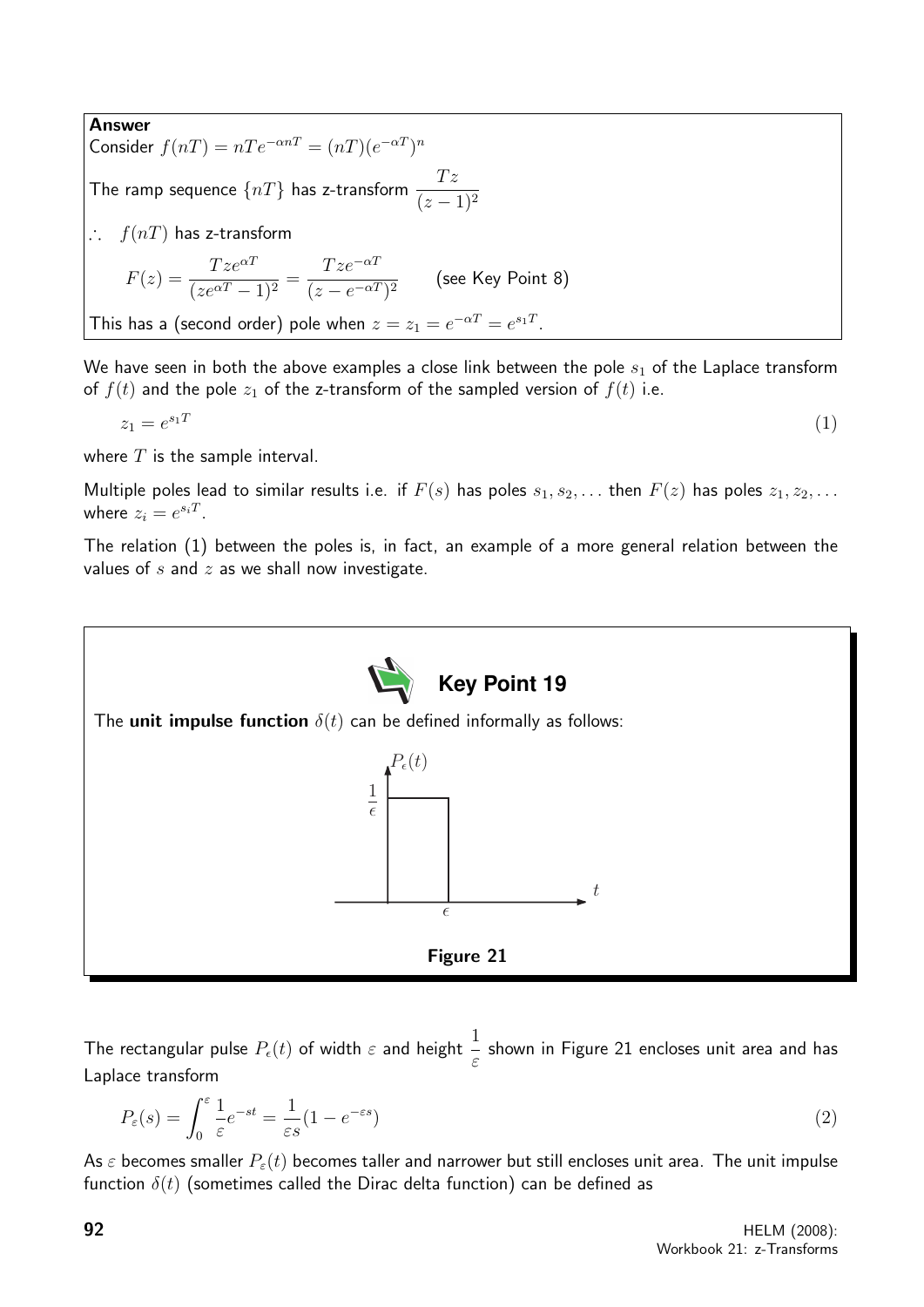**Answer**

Consider $f(nT) = nTe^{-\alpha nT} = (nT)(e^{-\alpha T})^n$

The ramp sequence $\{nT\}$ has z-transform $\dfrac{Tz}{(z-1)^2}$

$\therefore \quad f(nT)$ has z-transform

$$F(z) = \frac{Tze^{\alpha T}}{(ze^{\alpha T}-1)^2} = \frac{Tze^{-\alpha T}}{(z-e^{-\alpha T})^2} \qquad \text{(see Key Point 8)}$$

This has a (second order) pole when $z = z_1 = e^{-\alpha T} = e^{s_1 T}$.

We have seen in both the above examples a close link between the pole $s_1$ of the Laplace transform of $f(t)$ and the pole $z_1$ of the z-transform of the sampled version of $f(t)$ i.e.

$$z_1 = e^{s_1 T} \tag{1}$$

where $T$ is the sample interval.

Multiple poles lead to similar results i.e. if $F(s)$ has poles $s_1, s_2, \ldots$ then $F(z)$ has poles $z_1, z_2, \ldots$ where $z_i = e^{s_i T}$.

The relation (1) between the poles is, in fact, an example of a more general relation between the values of $s$ and $z$ as we shall now investigate.

**Key Point 19**

The **unit impulse function** $\delta(t)$ can be defined informally as follows:

Figure 21

The rectangular pulse $P_\epsilon(t)$ of width $\varepsilon$ and height $\dfrac{1}{\varepsilon}$ shown in Figure 21 encloses unit area and has Laplace transform

$$P_\varepsilon(s) = \int_0^\varepsilon \frac{1}{\varepsilon} e^{-st} = \frac{1}{\varepsilon s}(1 - e^{-\varepsilon s}) \tag{2}$$

As $\varepsilon$ becomes smaller $P_\varepsilon(t)$ becomes taller and narrower but still encloses unit area. The unit impulse function $\delta(t)$ (sometimes called the Dirac delta function) can be defined as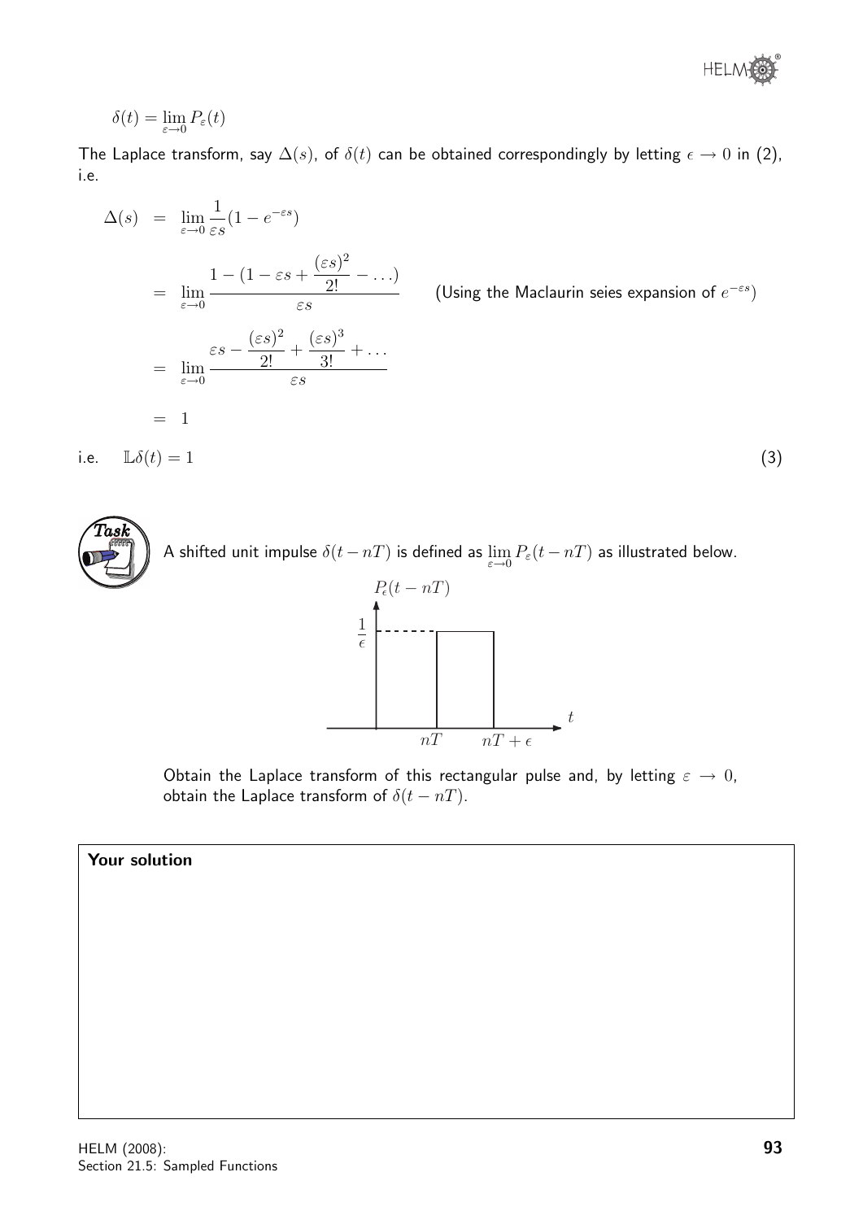$$\delta(t) = \lim_{\varepsilon \to 0} P_\varepsilon(t)$$

The Laplace transform, say $\Delta(s)$, of $\delta(t)$ can be obtained correspondingly by letting $\epsilon \to 0$ in (2), i.e.

$$\begin{aligned}
\Delta(s) &= \lim_{\varepsilon \to 0} \frac{1}{\varepsilon s}(1 - e^{-\varepsilon s}) \\
&= \lim_{\varepsilon \to 0} \frac{1 - (1 - \varepsilon s + \frac{(\varepsilon s)^2}{2!} - \ldots)}{\varepsilon s} \qquad \text{(Using the Maclaurin seies expansion of } e^{-\varepsilon s}) \\
&= \lim_{\varepsilon \to 0} \frac{\varepsilon s - \frac{(\varepsilon s)^2}{2!} + \frac{(\varepsilon s)^3}{3!} + \ldots}{\varepsilon s} \\
&= 1
\end{aligned}$$

i.e. $\quad \mathbb{L}\delta(t) = 1 \qquad (3)$

**Task**

A shifted unit impulse $\delta(t - nT)$ is defined as $\lim_{\varepsilon \to 0} P_\varepsilon(t - nT)$ as illustrated below.

Obtain the Laplace transform of this rectangular pulse and, by letting $\varepsilon \to 0$, obtain the Laplace transform of $\delta(t - nT)$.

**Your solution**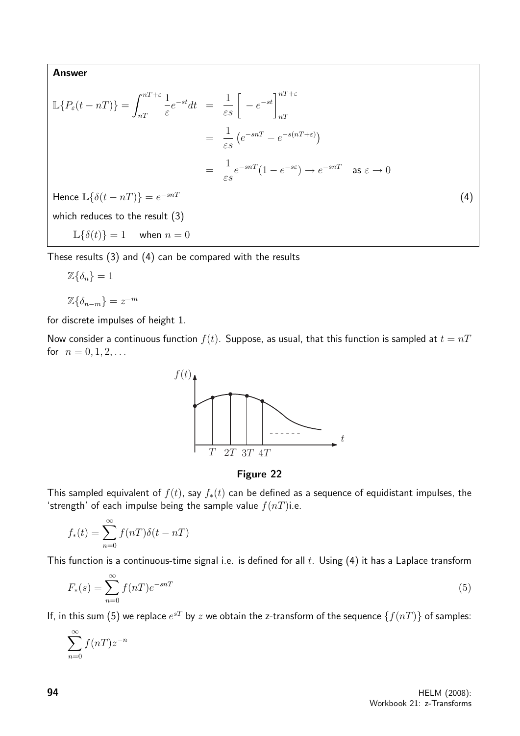**Answer**

$$\mathbb{L}\{P_\varepsilon(t-nT)\} = \int_{nT}^{nT+\varepsilon} \frac{1}{\varepsilon} e^{-st} dt = \frac{1}{\varepsilon s}\left[ -e^{-st}\right]_{nT}^{nT+\varepsilon}$$

$$= \frac{1}{\varepsilon s}\left(e^{-snT} - e^{-s(nT+\varepsilon)}\right)$$

$$= \frac{1}{\varepsilon s} e^{-snT}(1 - e^{-s\varepsilon}) \rightarrow e^{-snT} \quad \text{as } \varepsilon \rightarrow 0$$

Hence $\mathbb{L}\{\delta(t-nT)\} = e^{-snT}$ (4)

which reduces to the result (3)

$\mathbb{L}\{\delta(t)\} = 1 \quad$ when $n = 0$

These results (3) and (4) can be compared with the results

$\mathbb{Z}\{\delta_n\} = 1$

$\mathbb{Z}\{\delta_{n-m}\} = z^{-m}$

for discrete impulses of height 1.

Now consider a continuous function $f(t)$. Suppose, as usual, that this function is sampled at $t = nT$ for $n = 0, 1, 2, \ldots$

**Figure 22**

This sampled equivalent of $f(t)$, say $f_*(t)$ can be defined as a sequence of equidistant impulses, the 'strength' of each impulse being the sample value $f(nT)$i.e.

$$f_*(t) = \sum_{n=0}^{\infty} f(nT)\delta(t-nT)$$

This function is a continuous-time signal i.e. is defined for all $t$. Using (4) it has a Laplace transform

$$F_*(s) = \sum_{n=0}^{\infty} f(nT)e^{-snT} \qquad (5)$$

If, in this sum (5) we replace $e^{sT}$ by $z$ we obtain the z-transform of the sequence $\{f(nT)\}$ of samples:

$$\sum_{n=0}^{\infty} f(nT)z^{-n}$$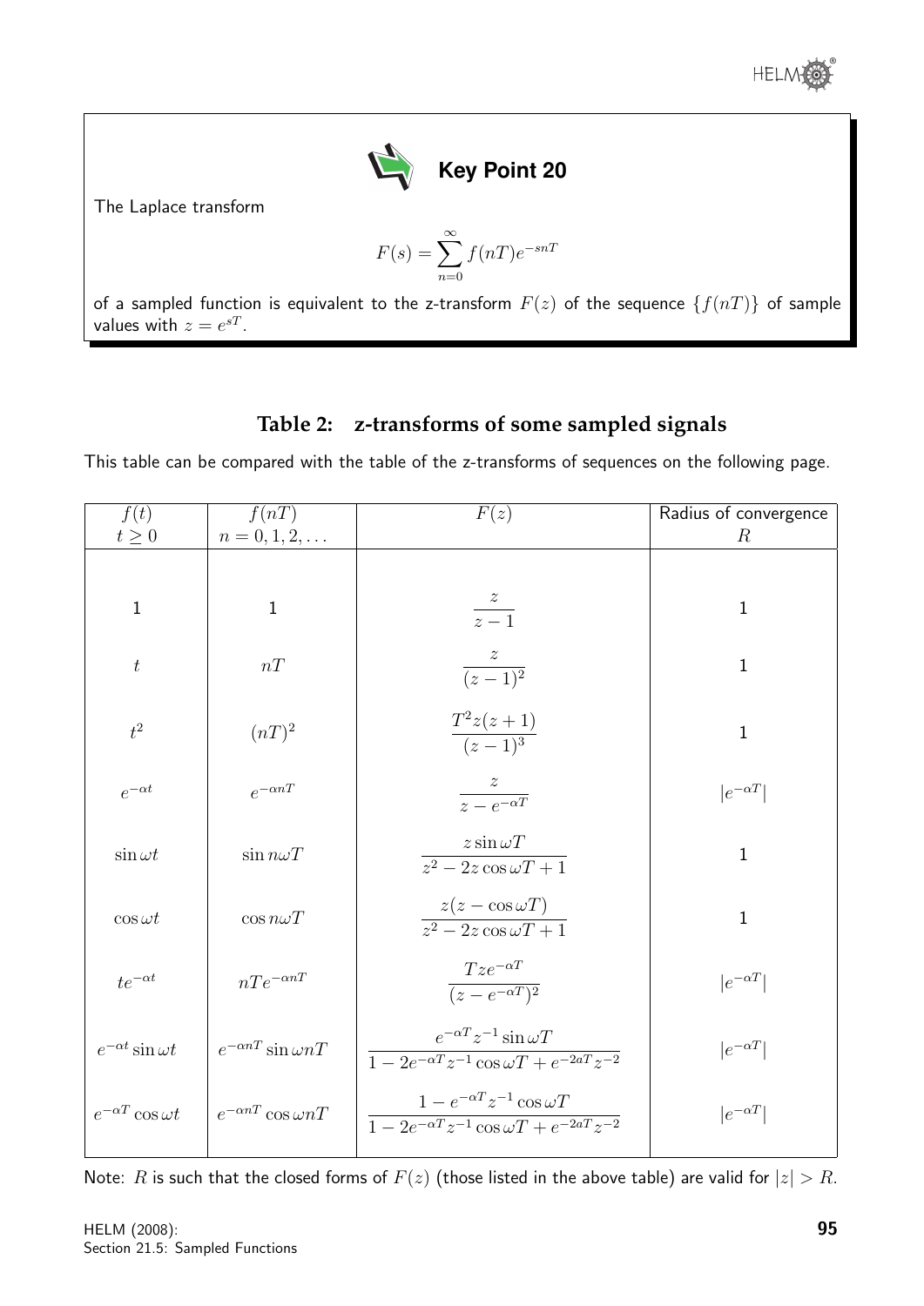**Key Point 20**

The Laplace transform

$$F(s) = \sum_{n=0}^{\infty} f(nT)e^{-snT}$$

of a sampled function is equivalent to the z-transform $F(z)$ of the sequence $\{f(nT)\}$ of sample values with $z = e^{sT}$.

## Table 2: z-transforms of some sampled signals

This table can be compared with the table of the z-transforms of sequences on the following page.

| $f(t)$ $t \geq 0$ | $f(nT)$ $n = 0, 1, 2, \ldots$ | $F(z)$ | Radius of convergence $R$ |
|---|---|---|---|
| 1 | 1 | $\dfrac{z}{z-1}$ | 1 |
| $t$ | $nT$ | $\dfrac{z}{(z-1)^2}$ | 1 |
| $t^2$ | $(nT)^2$ | $\dfrac{T^2 z(z+1)}{(z-1)^3}$ | 1 |
| $e^{-\alpha t}$ | $e^{-\alpha nT}$ | $\dfrac{z}{z - e^{-\alpha T}}$ | $\lvert e^{-\alpha T}\rvert$ |
| $\sin \omega t$ | $\sin n\omega T$ | $\dfrac{z \sin \omega T}{z^2 - 2z\cos \omega T + 1}$ | 1 |
| $\cos \omega t$ | $\cos n\omega T$ | $\dfrac{z(z - \cos \omega T)}{z^2 - 2z\cos \omega T + 1}$ | 1 |
| $te^{-\alpha t}$ | $nTe^{-\alpha nT}$ | $\dfrac{Tze^{-\alpha T}}{(z - e^{-\alpha T})^2}$ | $\lvert e^{-\alpha T}\rvert$ |
| $e^{-\alpha t}\sin \omega t$ | $e^{-\alpha nT}\sin \omega nT$ | $\dfrac{e^{-\alpha T}z^{-1}\sin \omega T}{1 - 2e^{-\alpha T}z^{-1}\cos \omega T + e^{-2aT}z^{-2}}$ | $\lvert e^{-\alpha T}\rvert$ |
| $e^{-\alpha T}\cos \omega t$ | $e^{-\alpha nT}\cos \omega nT$ | $\dfrac{1 - e^{-\alpha T}z^{-1}\cos \omega T}{1 - 2e^{-\alpha T}z^{-1}\cos \omega T + e^{-2aT}z^{-2}}$ | $\lvert e^{-\alpha T}\rvert$ |

Note: $R$ is such that the closed forms of $F(z)$ (those listed in the above table) are valid for $|z| > R$.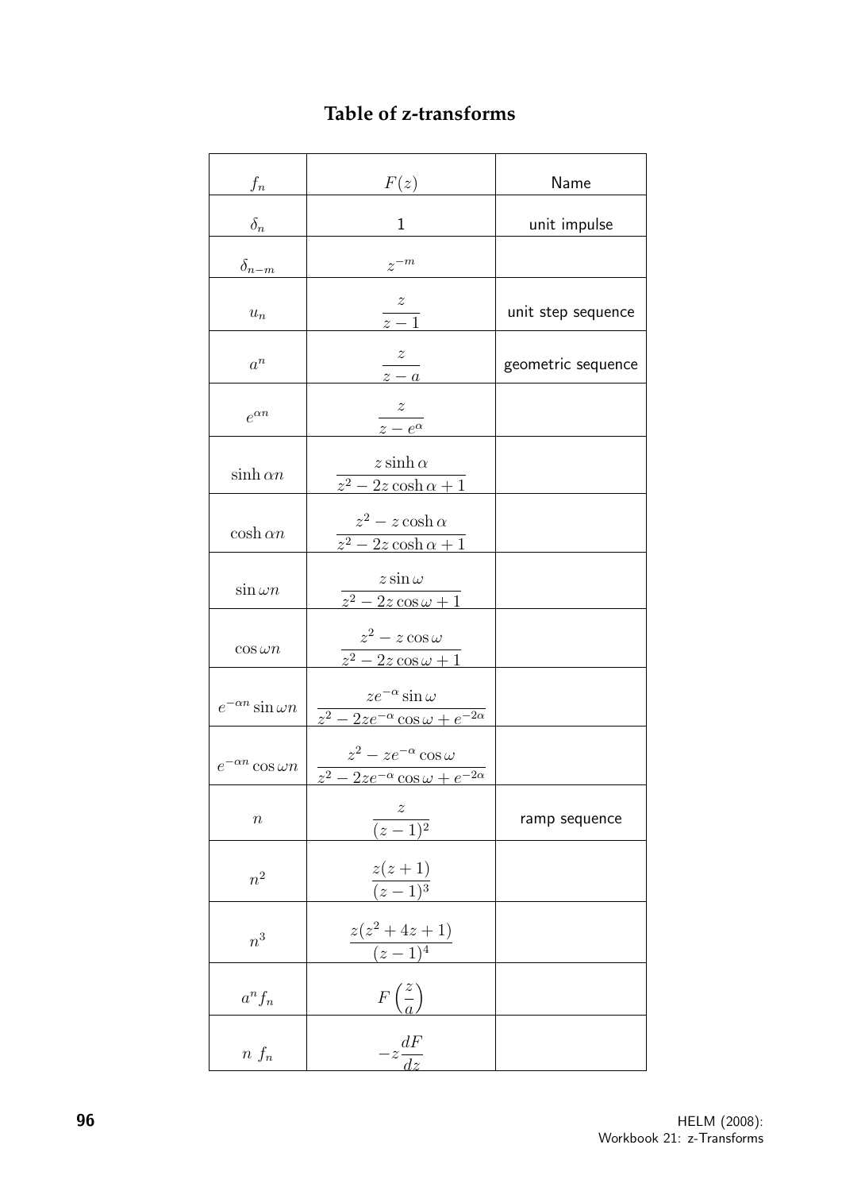## Table of z-transforms

| $f_n$ | $F(z)$ | Name |
|---|---|---|
| $\delta_n$ | $1$ | unit impulse |
| $\delta_{n-m}$ | $z^{-m}$ | |
| $u_n$ | $\dfrac{z}{z-1}$ | unit step sequence |
| $a^n$ | $\dfrac{z}{z-a}$ | geometric sequence |
| $e^{\alpha n}$ | $\dfrac{z}{z-e^{\alpha}}$ | |
| $\sinh \alpha n$ | $\dfrac{z \sinh \alpha}{z^2 - 2z\cosh\alpha + 1}$ | |
| $\cosh \alpha n$ | $\dfrac{z^2 - z\cosh\alpha}{z^2 - 2z\cosh\alpha + 1}$ | |
| $\sin \omega n$ | $\dfrac{z\sin\omega}{z^2 - 2z\cos\omega + 1}$ | |
| $\cos \omega n$ | $\dfrac{z^2 - z\cos\omega}{z^2 - 2z\cos\omega + 1}$ | |
| $e^{-\alpha n}\sin\omega n$ | $\dfrac{ze^{-\alpha}\sin\omega}{z^2 - 2ze^{-\alpha}\cos\omega + e^{-2\alpha}}$ | |
| $e^{-\alpha n}\cos\omega n$ | $\dfrac{z^2 - ze^{-\alpha}\cos\omega}{z^2 - 2ze^{-\alpha}\cos\omega + e^{-2\alpha}}$ | |
| $n$ | $\dfrac{z}{(z-1)^2}$ | ramp sequence |
| $n^2$ | $\dfrac{z(z+1)}{(z-1)^3}$ | |
| $n^3$ | $\dfrac{z(z^2+4z+1)}{(z-1)^4}$ | |
| $a^n f_n$ | $F\left(\dfrac{z}{a}\right)$ | |
| $n\ f_n$ | $-z\dfrac{dF}{dz}$ | |